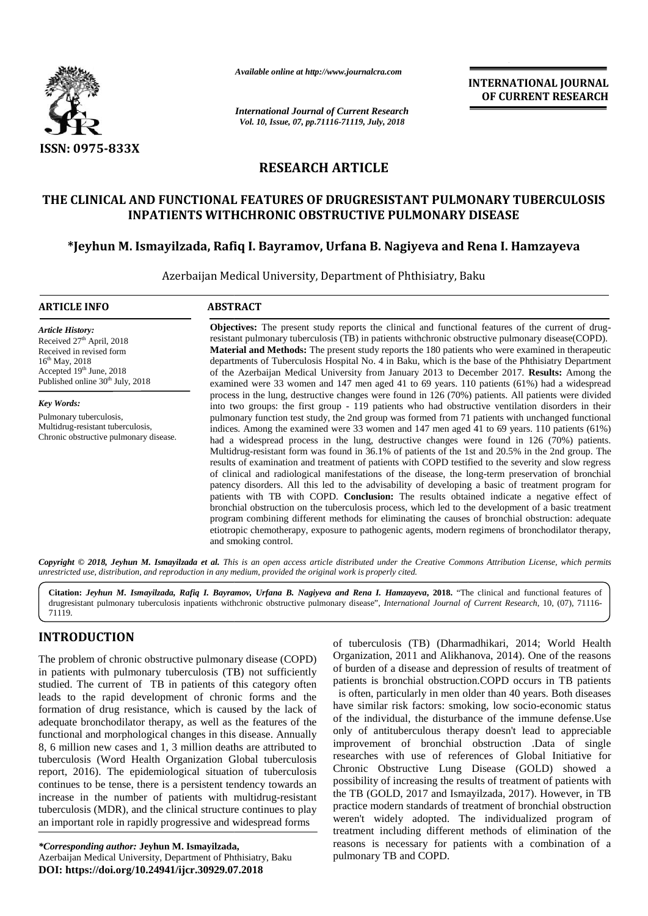*Available online at http://www.journalcra.com*

*International Journal of Current Research*
*Vol. 10, Issue, 07, pp.71116-71119, July, 2018*

**INTERNATIONAL JOURNAL OF CURRENT RESEARCH**

ISSN: 0975-833X

## RESEARCH ARTICLE

# THE CLINICAL AND FUNCTIONAL FEATURES OF DRUGRESISTANT PULMONARY TUBERCULOSIS INPATIENTS WITHCHRONIC OBSTRUCTIVE PULMONARY DISEASE

**\*Jeyhun M. Ismayilzada, Rafiq I. Bayramov, Urfana B. Nagiyeva and Rena I. Hamzayeva**

Azerbaijan Medical University, Department of Phthisiatry, Baku

### ARTICLE INFO

***Article History:***
Received 27th April, 2018
Received in revised form
16th May, 2018
Accepted 19th June, 2018
Published online 30th July, 2018

***Key Words:***
Pulmonary tuberculosis,
Multidrug-resistant tuberculosis,
Chronic obstructive pulmonary disease.

### ABSTRACT

**Objectives:** The present study reports the clinical and functional features of the current of drug-resistant pulmonary tuberculosis (TB) in patients withchronic obstructive pulmonary disease(COPD). **Material and Methods:** The present study reports the 180 patients who were examined in therapeutic departments of Tuberculosis Hospital No. 4 in Baku, which is the base of the Phthisiatry Department of the Azerbaijan Medical University from January 2013 to December 2017. **Results:** Among the examined were 33 women and 147 men aged 41 to 69 years. 110 patients (61%) had a widespread process in the lung, destructive changes were found in 126 (70%) patients. All patients were divided into two groups: the first group - 119 patients who had obstructive ventilation disorders in their pulmonary function test study, the 2nd group was formed from 71 patients with unchanged functional indices. Among the examined were 33 women and 147 men aged 41 to 69 years. 110 patients (61%) had a widespread process in the lung, destructive changes were found in 126 (70%) patients. Multidrug-resistant form was found in 36.1% of patients of the 1st and 20.5% in the 2nd group. The results of examination and treatment of patients with COPD testified to the severity and slow regress of clinical and radiological manifestations of the disease, the long-term preservation of bronchial patency disorders. All this led to the advisability of developing a basic of treatment program for patients with TB with COPD. **Conclusion:** The results obtained indicate a negative effect of bronchial obstruction on the tuberculosis process, which led to the development of a basic treatment program combining different methods for eliminating the causes of bronchial obstruction: adequate etiotropic chemotherapy, exposure to pathogenic agents, modern regimens of bronchodilator therapy, and smoking control.

***Copyright © 2018, Jeyhun M. Ismayilzada et al.** This is an open access article distributed under the Creative Commons Attribution License, which permits unrestricted use, distribution, and reproduction in any medium, provided the original work is properly cited.*

**Citation:** ***Jeyhun M. Ismayilzada, Rafiq I. Bayramov, Urfana B. Nagiyeva and Rena I. Hamzayeva*, 2018.** "The clinical and functional features of drugresistant pulmonary tuberculosis inpatients withchronic obstructive pulmonary disease", *International Journal of Current Research*, 10, (07), 71116-71119.

## INTRODUCTION

The problem of chronic obstructive pulmonary disease (COPD) in patients with pulmonary tuberculosis (TB) not sufficiently studied. The current of TB in patients of this category often leads to the rapid development of chronic forms and the formation of drug resistance, which is caused by the lack of adequate bronchodilator therapy, as well as the features of the functional and morphological changes in this disease. Annually 8, 6 million new cases and 1, 3 million deaths are attributed to tuberculosis (Word Health Organization Global tuberculosis report, 2016). The epidemiological situation of tuberculosis continues to be tense, there is a persistent tendency towards an increase in the number of patients with multidrug-resistant tuberculosis (MDR), and the clinical structure continues to play an important role in rapidly progressive and widespread forms of tuberculosis (TB) (Dharmadhikari, 2014; World Health Organization, 2011 and Alikhanova, 2014). One of the reasons of burden of a disease and depression of results of treatment of patients is bronchial obstruction.COPD occurs in TB patients is often, particularly in men older than 40 years. Both diseases have similar risk factors: smoking, low socio-economic status of the individual, the disturbance of the immune defense.Use only of antituberculous therapy doesn't lead to appreciable improvement of bronchial obstruction .Data of single researches with use of references of Global Initiative for Chronic Obstructive Lung Disease (GOLD) showed a possibility of increasing the results of treatment of patients with the TB (GOLD, 2017 and Ismayilzada, 2017). However, in TB practice modern standards of treatment of bronchial obstruction weren't widely adopted. The individualized program of treatment including different methods of elimination of the reasons is necessary for patients with a combination of a pulmonary TB and COPD.

***\*Corresponding author:*** **Jeyhun M. Ismayilzada,**
Azerbaijan Medical University, Department of Phthisiatry, Baku
**DOI: https://doi.org/10.24941/ijcr.30929.07.2018**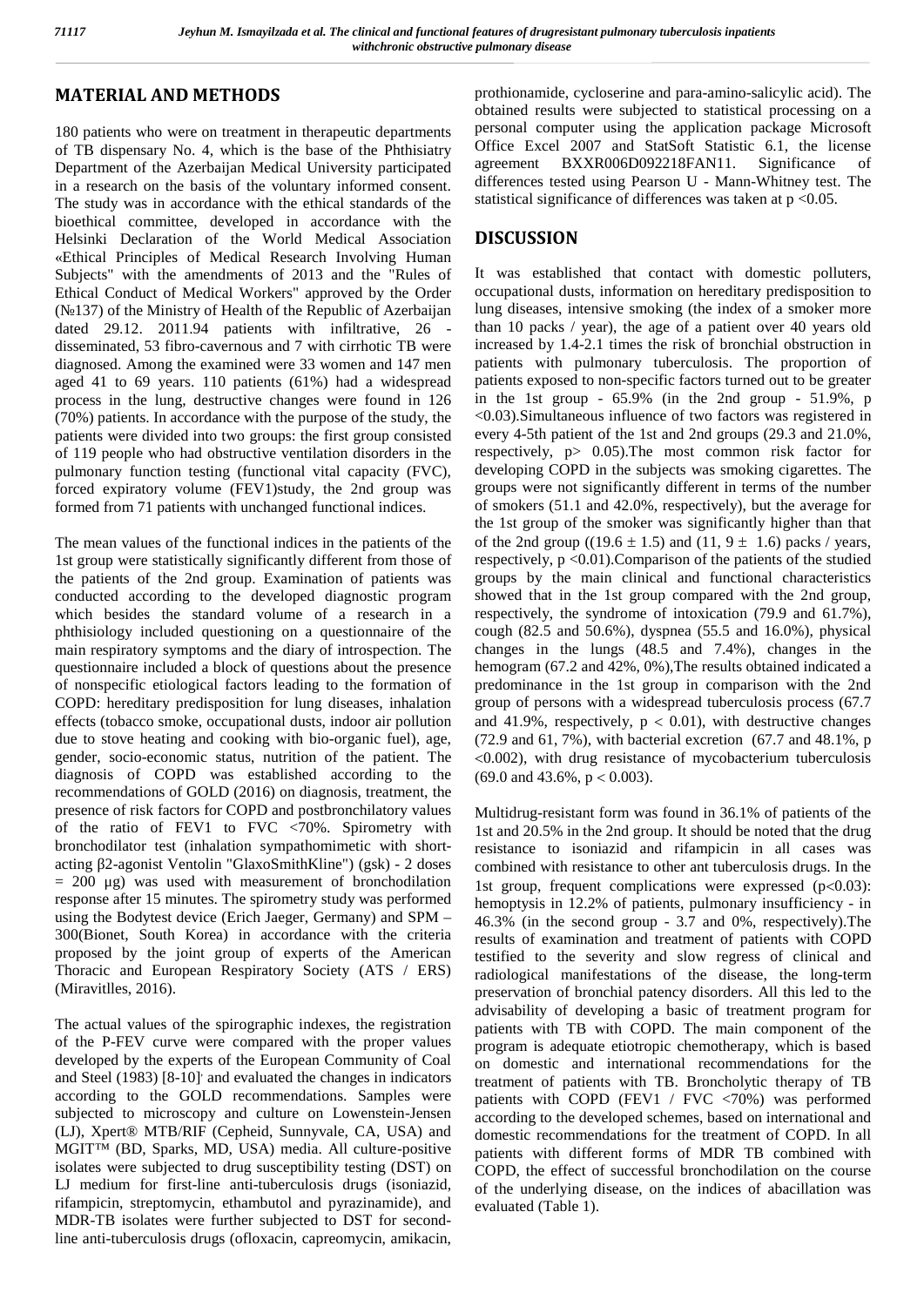## MATERIAL AND METHODS

180 patients who were on treatment in therapeutic departments of TB dispensary No. 4, which is the base of the Phthisiatry Department of the Azerbaijan Medical University participated in a research on the basis of the voluntary informed consent. The study was in accordance with the ethical standards of the bioethical committee, developed in accordance with the Helsinki Declaration of the World Medical Association «Ethical Principles of Medical Research Involving Human Subjects" with the amendments of 2013 and the "Rules of Ethical Conduct of Medical Workers" approved by the Order (№137) of the Ministry of Health of the Republic of Azerbaijan dated 29.12. 2011.94 patients with infiltrative, 26 - disseminated, 53 fibro-cavernous and 7 with cirrhotic TB were diagnosed. Among the examined were 33 women and 147 men aged 41 to 69 years. 110 patients (61%) had a widespread process in the lung, destructive changes were found in 126 (70%) patients. In accordance with the purpose of the study, the patients were divided into two groups: the first group consisted of 119 people who had obstructive ventilation disorders in the pulmonary function testing (functional vital capacity (FVC), forced expiratory volume (FEV1)study, the 2nd group was formed from 71 patients with unchanged functional indices.

The mean values of the functional indices in the patients of the 1st group were statistically significantly different from those of the patients of the 2nd group. Examination of patients was conducted according to the developed diagnostic program which besides the standard volume of a research in a phthisiology included questioning on a questionnaire of the main respiratory symptoms and the diary of introspection. The questionnaire included a block of questions about the presence of nonspecific etiological factors leading to the formation of COPD: hereditary predisposition for lung diseases, inhalation effects (tobacco smoke, occupational dusts, indoor air pollution due to stove heating and cooking with bio-organic fuel), age, gender, socio-economic status, nutrition of the patient. The diagnosis of COPD was established according to the recommendations of GOLD (2016) on diagnosis, treatment, the presence of risk factors for COPD and postbronchilatory values of the ratio of FEV1 to FVC <70%. Spirometry with bronchodilator test (inhalation sympathomimetic with short-acting β2-agonist Ventolin "GlaxoSmithKline") (gsk) - 2 doses = 200 µg) was used with measurement of bronchodilation response after 15 minutes. The spirometry study was performed using the Bodytest device (Erich Jaeger, Germany) and SPM – 300(Bionet, South Korea) in accordance with the criteria proposed by the joint group of experts of the American Thoracic and European Respiratory Society (ATS / ERS) (Miravitlles, 2016).

The actual values of the spirographic indexes, the registration of the P-FEV curve were compared with the proper values developed by the experts of the European Community of Coal and Steel (1983) [8-10] and evaluated the changes in indicators according to the GOLD recommendations. Samples were subjected to microscopy and culture on Lowenstein-Jensen (LJ), Xpert® MTB/RIF (Cepheid, Sunnyvale, CA, USA) and MGIT™ (BD, Sparks, MD, USA) media. All culture-positive isolates were subjected to drug susceptibility testing (DST) on LJ medium for first-line anti-tuberculosis drugs (isoniazid, rifampicin, streptomycin, ethambutol and pyrazinamide), and MDR-TB isolates were further subjected to DST for second-line anti-tuberculosis drugs (ofloxacin, capreomycin, amikacin, prothionamide, cycloserine and para-amino-salicylic acid). The obtained results were subjected to statistical processing on a personal computer using the application package Microsoft Office Excel 2007 and StatSoft Statistic 6.1, the license agreement BXXR006D092218FAN11. Significance of differences tested using Pearson U - Mann-Whitney test. The statistical significance of differences was taken at $p < 0.05$.

## DISCUSSION

It was established that contact with domestic polluters, occupational dusts, information on hereditary predisposition to lung diseases, intensive smoking (the index of a smoker more than 10 packs / year), the age of a patient over 40 years old increased by 1.4-2.1 times the risk of bronchial obstruction in patients with pulmonary tuberculosis. The proportion of patients exposed to non-specific factors turned out to be greater in the 1st group - 65.9% (in the 2nd group - 51.9%, $p < 0.03$).Simultaneous influence of two factors was registered in every 4-5th patient of the 1st and 2nd groups (29.3 and 21.0%, respectively, $p > 0.05$).The most common risk factor for developing COPD in the subjects was smoking cigarettes. The groups were not significantly different in terms of the number of smokers (51.1 and 42.0%, respectively), but the average for the 1st group of the smoker was significantly higher than that of the 2nd group ((19.6 ± 1.5) and (11, 9 ± 1.6) packs / years, respectively, $p < 0.01$).Comparison of the patients of the studied groups by the main clinical and functional characteristics showed that in the 1st group compared with the 2nd group, respectively, the syndrome of intoxication (79.9 and 61.7%), cough (82.5 and 50.6%), dyspnea (55.5 and 16.0%), physical changes in the lungs (48.5 and 7.4%), changes in the hemogram (67.2 and 42%, 0%),The results obtained indicated a predominance in the 1st group in comparison with the 2nd group of persons with a widespread tuberculosis process (67.7 and 41.9%, respectively, $p < 0.01$), with destructive changes (72.9 and 61, 7%), with bacterial excretion (67.7 and 48.1%, $p < 0.002$), with drug resistance of mycobacterium tuberculosis (69.0 and 43.6%, $p < 0.003$).

Multidrug-resistant form was found in 36.1% of patients of the 1st and 20.5% in the 2nd group. It should be noted that the drug resistance to isoniazid and rifampicin in all cases was combined with resistance to other ant tuberculosis drugs. In the 1st group, frequent complications were expressed ($p<0.03$): hemoptysis in 12.2% of patients, pulmonary insufficiency - in 46.3% (in the second group - 3.7 and 0%, respectively).The results of examination and treatment of patients with COPD testified to the severity and slow regress of clinical and radiological manifestations of the disease, the long-term preservation of bronchial patency disorders. All this led to the advisability of developing a basic of treatment program for patients with TB with COPD. The main component of the program is adequate etiotropic chemotherapy, which is based on domestic and international recommendations for the treatment of patients with TB. Broncholytic therapy of TB patients with COPD (FEV1 / FVC <70%) was performed according to the developed schemes, based on international and domestic recommendations for the treatment of COPD. In all patients with different forms of MDR TB combined with COPD, the effect of successful bronchodilation on the course of the underlying disease, on the indices of abacillation was evaluated (Table 1).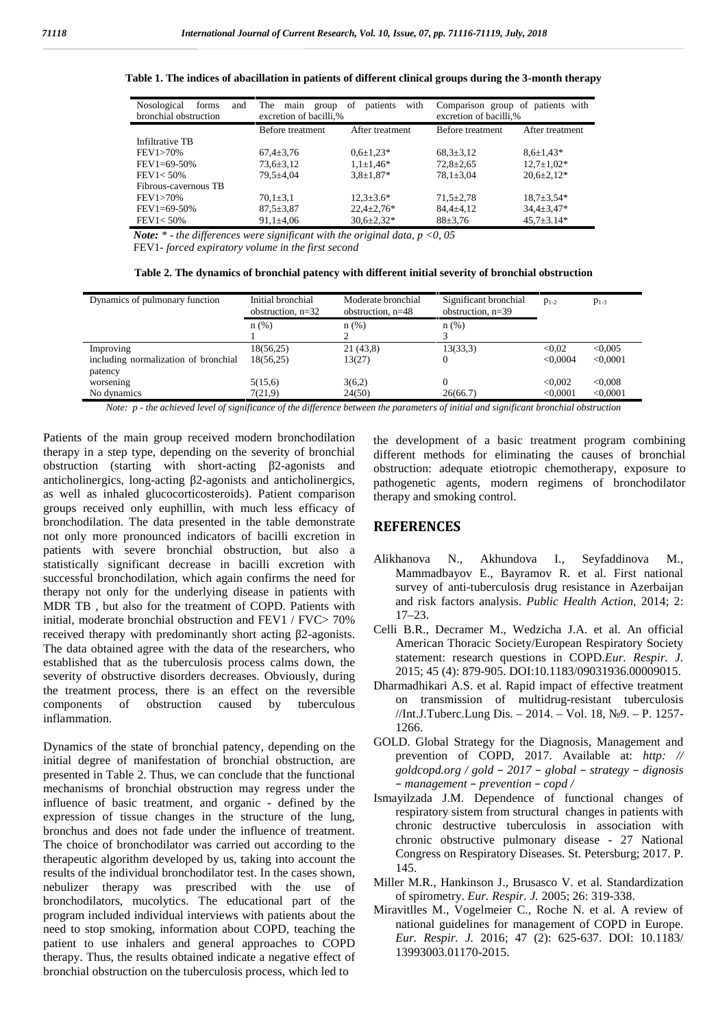**Table 1. The indices of abacillation in patients of different clinical groups during the 3-month therapy**

| Nosological forms and bronchial obstruction | The main group of patients with excretion of bacilli,% | | Comparison group of patients with excretion of bacilli,% | |
|---|---|---|---|---|
| | Before treatment | After treatment | Before treatment | After treatment |
| Infiltrative TB | | | | |
| FEV1>70% | 67,4±3,76 | 0,6±1,23* | 68,3±3,12 | 8,6±1,43* |
| FEV1=69-50% | 73,6±3,12 | 1,1±1,46* | 72,8±2,65 | 12,7±1,02* |
| FEV1< 50% | 79,5±4,04 | 3,8±1,87* | 78,1±3,04 | 20,6±2,12* |
| Fibrous-cavernous TB | | | | |
| FEV1>70% | 70,1±3,1 | 12,3±3.6* | 71,5±2,78 | 18,7±3,54* |
| FEV1=69-50% | 87,5±3,87 | 22,4±2,76* | 84,4±4,12 | 34,4±3,47* |
| FEV1< 50% | 91,1±4,06 | 30,6±2,32* | 88±3,76 | 45,7±3.14* |

***Note:*** *\* - the differences were significant with the original data, p <0, 05*

FEV1- *forced expiratory volume in the first second*

**Table 2. The dynamics of bronchial patency with different initial severity of bronchial obstruction**

| Dynamics of pulmonary function | Initial bronchial obstruction, n=32 | Moderate bronchial obstruction, n=48 | Significant bronchial obstruction, n=39 | $p_{1-2}$ | $p_{1-3}$ |
|---|---|---|---|---|---|
| | n (%) 1 | n (%) 2 | n (%) 3 | | |
| Improving | 18(56,25) | 21 (43,8) | 13(33,3) | <0,02 | <0,005 |
| including normalization of bronchial patency | 18(56,25) | 13(27) | 0 | <0,0004 | <0,0001 |
| worsening | 5(15,6) | 3(6,2) | 0 | <0,002 | <0,008 |
| No dynamics | 7(21,9) | 24(50) | 26(66.7) | <0,0001 | <0,0001 |

*Note: p - the achieved level of significance of the difference between the parameters of initial and significant bronchial obstruction*

Patients of the main group received modern bronchodilation therapy in a step type, depending on the severity of bronchial obstruction (starting with short-acting β2-agonists and anticholinergics, long-acting β2-agonists and anticholinergics, as well as inhaled glucocorticosteroids). Patient comparison groups received only euphillin, with much less efficacy of bronchodilation. The data presented in the table demonstrate not only more pronounced indicators of bacilli excretion in patients with severe bronchial obstruction, but also a statistically significant decrease in bacilli excretion with successful bronchodilation, which again confirms the need for therapy not only for the underlying disease in patients with MDR TB , but also for the treatment of COPD. Patients with initial, moderate bronchial obstruction and FEV1 / FVC> 70% received therapy with predominantly short acting β2-agonists. The data obtained agree with the data of the researchers, who established that as the tuberculosis process calms down, the severity of obstructive disorders decreases. Obviously, during the treatment process, there is an effect on the reversible components of obstruction caused by tuberculous inflammation.

Dynamics of the state of bronchial patency, depending on the initial degree of manifestation of bronchial obstruction, are presented in Table 2. Thus, we can conclude that the functional mechanisms of bronchial obstruction may regress under the influence of basic treatment, and organic - defined by the expression of tissue changes in the structure of the lung, bronchus and does not fade under the influence of treatment. The choice of bronchodilator was carried out according to the therapeutic algorithm developed by us, taking into account the results of the individual bronchodilator test. In the cases shown, nebulizer therapy was prescribed with the use of bronchodilators, mucolytics. The educational part of the program included individual interviews with patients about the need to stop smoking, information about COPD, teaching the patient to use inhalers and general approaches to COPD therapy. Thus, the results obtained indicate a negative effect of bronchial obstruction on the tuberculosis process, which led to the development of a basic treatment program combining different methods for eliminating the causes of bronchial obstruction: adequate etiotropic chemotherapy, exposure to pathogenetic agents, modern regimens of bronchodilator therapy and smoking control.

## REFERENCES

- Alikhanova N., Akhundova I., Seyfaddinova M., Mammadbayov E., Bayramov R. et al. First national survey of anti-tuberculosis drug resistance in Azerbaijan and risk factors analysis. *Public Health Action*, 2014; 2: 17–23.
- Celli B.R., Decramer M., Wedzicha J.A. et al. An official American Thoracic Society/European Respiratory Society statement: research questions in COPD.*Eur. Respir. J.* 2015; 45 (4): 879-905. DOI:10.1183/09031936.00009015.
- Dharmadhikari A.S. et al. Rapid impact of effective treatment on transmission of multidrug-resistant tuberculosis //Int.J.Tuberc.Lung Dis. – 2014. – Vol. 18, №9. – P. 1257-1266.
- GOLD. Global Strategy for the Diagnosis, Management and prevention of COPD, 2017. Available at: *http: // goldcopd.org / gold – 2017 – global – strategy – dignosis – management – prevention – copd /*
- Ismayilzada J.M. Dependence of functional changes of respiratory sistem from structural changes in patients with chronic destructive tuberculosis in association with chronic obstructive pulmonary disease - 27 National Congress on Respiratory Diseases. St. Petersburg; 2017. P. 145.
- Miller M.R., Hankinson J., Brusasco V. et al. Standardization of spirometry. *Eur. Respir. J.* 2005; 26: 319-338.
- Miravitlles M., Vogelmeier C., Roche N. et al. A review of national guidelines for management of COPD in Europe. *Eur. Respir. J.* 2016; 47 (2): 625-637. DOI: 10.1183/ 13993003.01170-2015.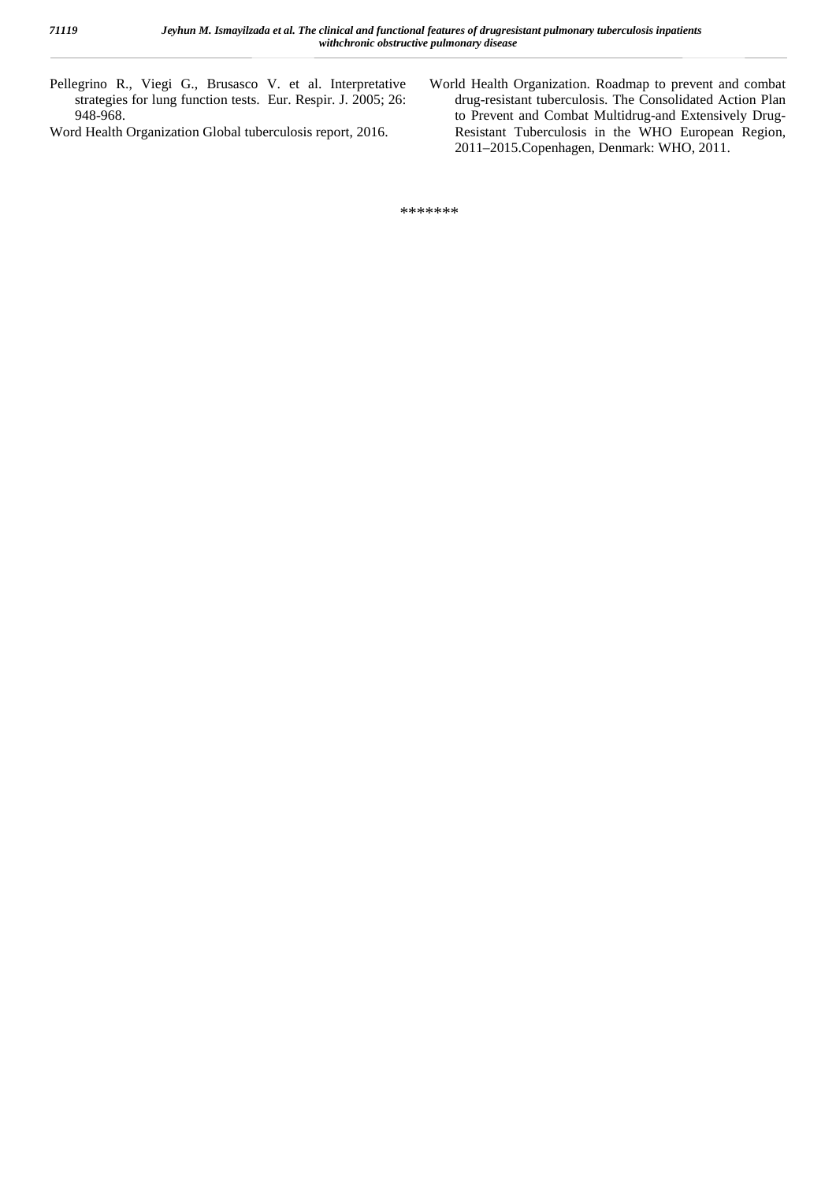Pellegrino R., Viegi G., Brusasco V. et al. Interpretative strategies for lung function tests. Eur. Respir. J. 2005; 26: 948-968.

Word Health Organization Global tuberculosis report, 2016.

World Health Organization. Roadmap to prevent and combat drug-resistant tuberculosis. The Consolidated Action Plan to Prevent and Combat Multidrug-and Extensively Drug-Resistant Tuberculosis in the WHO European Region, 2011–2015.Copenhagen, Denmark: WHO, 2011.

*******